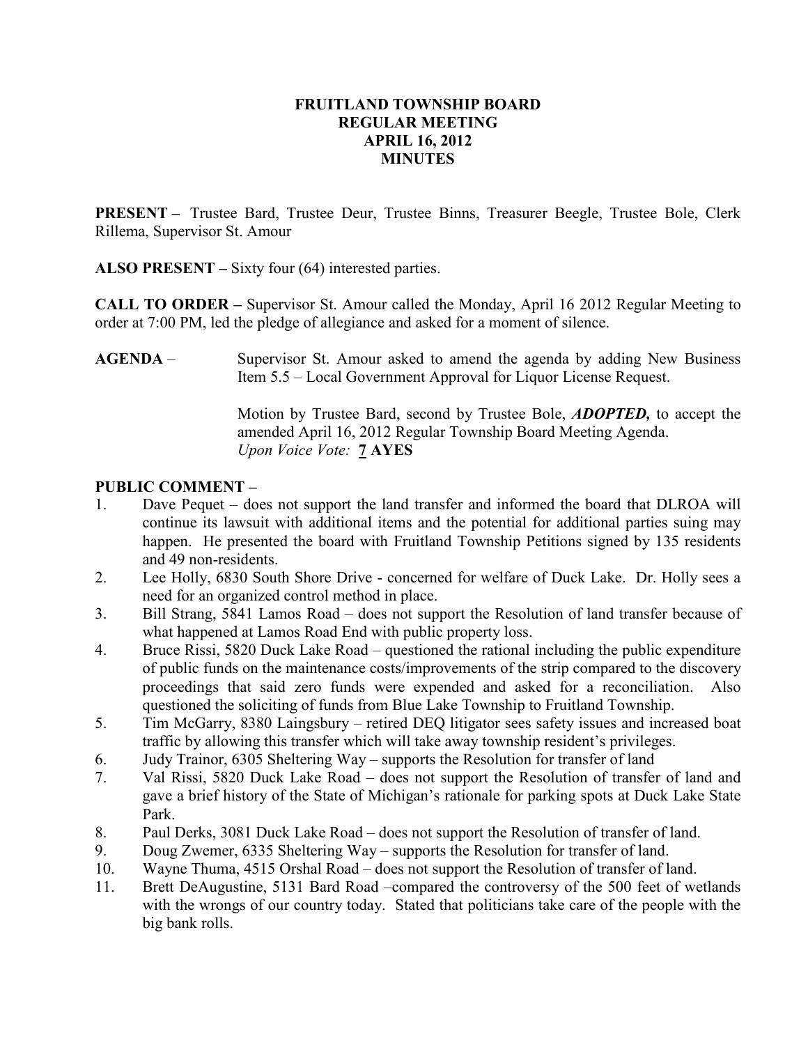# FRUITLAND TOWNSHIP BOARD
# REGULAR MEETING
# APRIL 16, 2012
# MINUTES

**PRESENT –** Trustee Bard, Trustee Deur, Trustee Binns, Treasurer Beegle, Trustee Bole, Clerk Rillema, Supervisor St. Amour

**ALSO PRESENT –** Sixty four (64) interested parties.

**CALL TO ORDER –** Supervisor St. Amour called the Monday, April 16 2012 Regular Meeting to order at 7:00 PM, led the pledge of allegiance and asked for a moment of silence.

**AGENDA** – Supervisor St. Amour asked to amend the agenda by adding New Business Item 5.5 – Local Government Approval for Liquor License Request.

Motion by Trustee Bard, second by Trustee Bole, ***ADOPTED,*** to accept the amended April 16, 2012 Regular Township Board Meeting Agenda.
*Upon Voice Vote:* **7 AYES**

**PUBLIC COMMENT –**

1. Dave Pequet – does not support the land transfer and informed the board that DLROA will continue its lawsuit with additional items and the potential for additional parties suing may happen. He presented the board with Fruitland Township Petitions signed by 135 residents and 49 non-residents.
2. Lee Holly, 6830 South Shore Drive - concerned for welfare of Duck Lake. Dr. Holly sees a need for an organized control method in place.
3. Bill Strang, 5841 Lamos Road – does not support the Resolution of land transfer because of what happened at Lamos Road End with public property loss.
4. Bruce Rissi, 5820 Duck Lake Road – questioned the rational including the public expenditure of public funds on the maintenance costs/improvements of the strip compared to the discovery proceedings that said zero funds were expended and asked for a reconciliation. Also questioned the soliciting of funds from Blue Lake Township to Fruitland Township.
5. Tim McGarry, 8380 Laingsbury – retired DEQ litigator sees safety issues and increased boat traffic by allowing this transfer which will take away township resident's privileges.
6. Judy Trainor, 6305 Sheltering Way – supports the Resolution for transfer of land
7. Val Rissi, 5820 Duck Lake Road – does not support the Resolution of transfer of land and gave a brief history of the State of Michigan's rationale for parking spots at Duck Lake State Park.
8. Paul Derks, 3081 Duck Lake Road – does not support the Resolution of transfer of land.
9. Doug Zwemer, 6335 Sheltering Way – supports the Resolution for transfer of land.
10. Wayne Thuma, 4515 Orshal Road – does not support the Resolution of transfer of land.
11. Brett DeAugustine, 5131 Bard Road –compared the controversy of the 500 feet of wetlands with the wrongs of our country today. Stated that politicians take care of the people with the big bank rolls.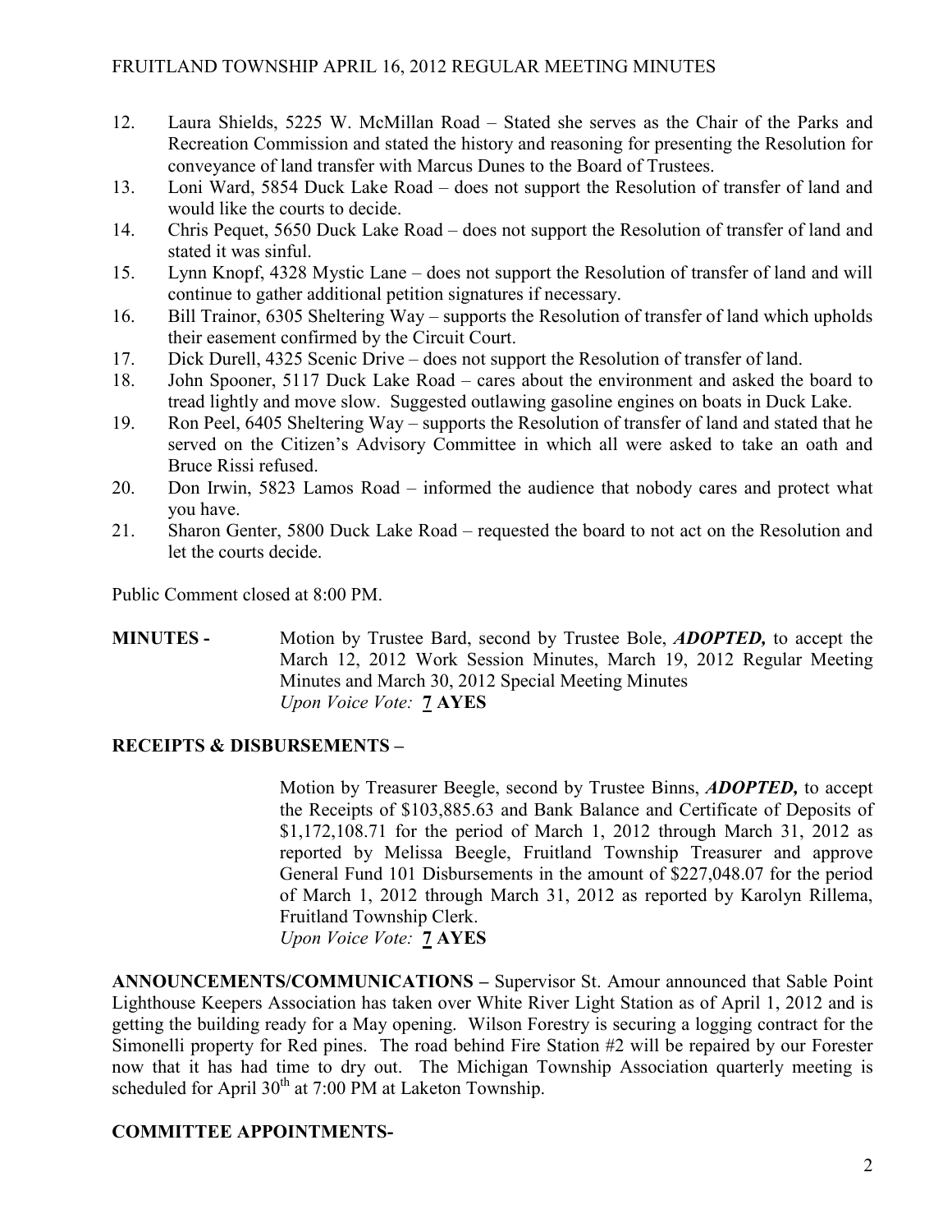12. Laura Shields, 5225 W. McMillan Road – Stated she serves as the Chair of the Parks and Recreation Commission and stated the history and reasoning for presenting the Resolution for conveyance of land transfer with Marcus Dunes to the Board of Trustees.
13. Loni Ward, 5854 Duck Lake Road – does not support the Resolution of transfer of land and would like the courts to decide.
14. Chris Pequet, 5650 Duck Lake Road – does not support the Resolution of transfer of land and stated it was sinful.
15. Lynn Knopf, 4328 Mystic Lane – does not support the Resolution of transfer of land and will continue to gather additional petition signatures if necessary.
16. Bill Trainor, 6305 Sheltering Way – supports the Resolution of transfer of land which upholds their easement confirmed by the Circuit Court.
17. Dick Durell, 4325 Scenic Drive – does not support the Resolution of transfer of land.
18. John Spooner, 5117 Duck Lake Road – cares about the environment and asked the board to tread lightly and move slow. Suggested outlawing gasoline engines on boats in Duck Lake.
19. Ron Peel, 6405 Sheltering Way – supports the Resolution of transfer of land and stated that he served on the Citizen's Advisory Committee in which all were asked to take an oath and Bruce Rissi refused.
20. Don Irwin, 5823 Lamos Road – informed the audience that nobody cares and protect what you have.
21. Sharon Genter, 5800 Duck Lake Road – requested the board to not act on the Resolution and let the courts decide.

Public Comment closed at 8:00 PM.

**MINUTES -** Motion by Trustee Bard, second by Trustee Bole, ***ADOPTED,*** to accept the March 12, 2012 Work Session Minutes, March 19, 2012 Regular Meeting Minutes and March 30, 2012 Special Meeting Minutes
*Upon Voice Vote:* **7 AYES**

**RECEIPTS & DISBURSEMENTS –**

Motion by Treasurer Beegle, second by Trustee Binns, ***ADOPTED,*** to accept the Receipts of $103,885.63 and Bank Balance and Certificate of Deposits of $1,172,108.71 for the period of March 1, 2012 through March 31, 2012 as reported by Melissa Beegle, Fruitland Township Treasurer and approve General Fund 101 Disbursements in the amount of $227,048.07 for the period of March 1, 2012 through March 31, 2012 as reported by Karolyn Rillema, Fruitland Township Clerk.
*Upon Voice Vote:* **7 AYES**

**ANNOUNCEMENTS/COMMUNICATIONS –** Supervisor St. Amour announced that Sable Point Lighthouse Keepers Association has taken over White River Light Station as of April 1, 2012 and is getting the building ready for a May opening. Wilson Forestry is securing a logging contract for the Simonelli property for Red pines. The road behind Fire Station #2 will be repaired by our Forester now that it has had time to dry out. The Michigan Township Association quarterly meeting is scheduled for April 30th at 7:00 PM at Laketon Township.

**COMMITTEE APPOINTMENTS-**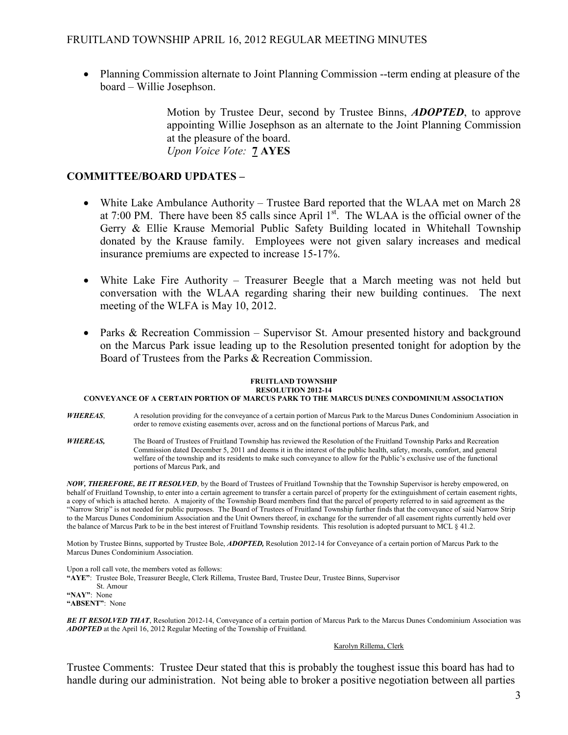- Planning Commission alternate to Joint Planning Commission --term ending at pleasure of the board – Willie Josephson.

> Motion by Trustee Deur, second by Trustee Binns, ***ADOPTED***, to approve appointing Willie Josephson as an alternate to the Joint Planning Commission at the pleasure of the board.
> *Upon Voice Vote:* **7 AYES**

## COMMITTEE/BOARD UPDATES –

- White Lake Ambulance Authority – Trustee Bard reported that the WLAA met on March 28 at 7:00 PM. There have been 85 calls since April 1st. The WLAA is the official owner of the Gerry & Ellie Krause Memorial Public Safety Building located in Whitehall Township donated by the Krause family. Employees were not given salary increases and medical insurance premiums are expected to increase 15-17%.

- White Lake Fire Authority – Treasurer Beegle that a March meeting was not held but conversation with the WLAA regarding sharing their new building continues. The next meeting of the WLFA is May 10, 2012.

- Parks & Recreation Commission – Supervisor St. Amour presented history and background on the Marcus Park issue leading up to the Resolution presented tonight for adoption by the Board of Trustees from the Parks & Recreation Commission.

**FRUITLAND TOWNSHIP**
**RESOLUTION 2012-14**
**CONVEYANCE OF A CERTAIN PORTION OF MARCUS PARK TO THE MARCUS DUNES CONDOMINIUM ASSOCIATION**

***WHEREAS***, A resolution providing for the conveyance of a certain portion of Marcus Park to the Marcus Dunes Condominium Association in order to remove existing easements over, across and on the functional portions of Marcus Park, and

***WHEREAS,*** The Board of Trustees of Fruitland Township has reviewed the Resolution of the Fruitland Township Parks and Recreation Commission dated December 5, 2011 and deems it in the interest of the public health, safety, morals, comfort, and general welfare of the township and its residents to make such conveyance to allow for the Public's exclusive use of the functional portions of Marcus Park, and

***NOW, THEREFORE, BE IT RESOLVED***, by the Board of Trustees of Fruitland Township that the Township Supervisor is hereby empowered, on behalf of Fruitland Township, to enter into a certain agreement to transfer a certain parcel of property for the extinguishment of certain easement rights, a copy of which is attached hereto. A majority of the Township Board members find that the parcel of property referred to in said agreement as the "Narrow Strip" is not needed for public purposes. The Board of Trustees of Fruitland Township further finds that the conveyance of said Narrow Strip to the Marcus Dunes Condominium Association and the Unit Owners thereof, in exchange for the surrender of all easement rights currently held over the balance of Marcus Park to be in the best interest of Fruitland Township residents. This resolution is adopted pursuant to MCL § 41.2.

Motion by Trustee Binns, supported by Trustee Bole, ***ADOPTED,*** Resolution 2012-14 for Conveyance of a certain portion of Marcus Park to the Marcus Dunes Condominium Association.

Upon a roll call vote, the members voted as follows:
**"AYE"**: Trustee Bole, Treasurer Beegle, Clerk Rillema, Trustee Bard, Trustee Deur, Trustee Binns, Supervisor St. Amour
**"NAY"**: None
**"ABSENT"**: None

***BE IT RESOLVED THAT***, Resolution 2012-14, Conveyance of a certain portion of Marcus Park to the Marcus Dunes Condominium Association was ***ADOPTED*** at the April 16, 2012 Regular Meeting of the Township of Fruitland.

Karolyn Rillema, Clerk

Trustee Comments: Trustee Deur stated that this is probably the toughest issue this board has had to handle during our administration. Not being able to broker a positive negotiation between all parties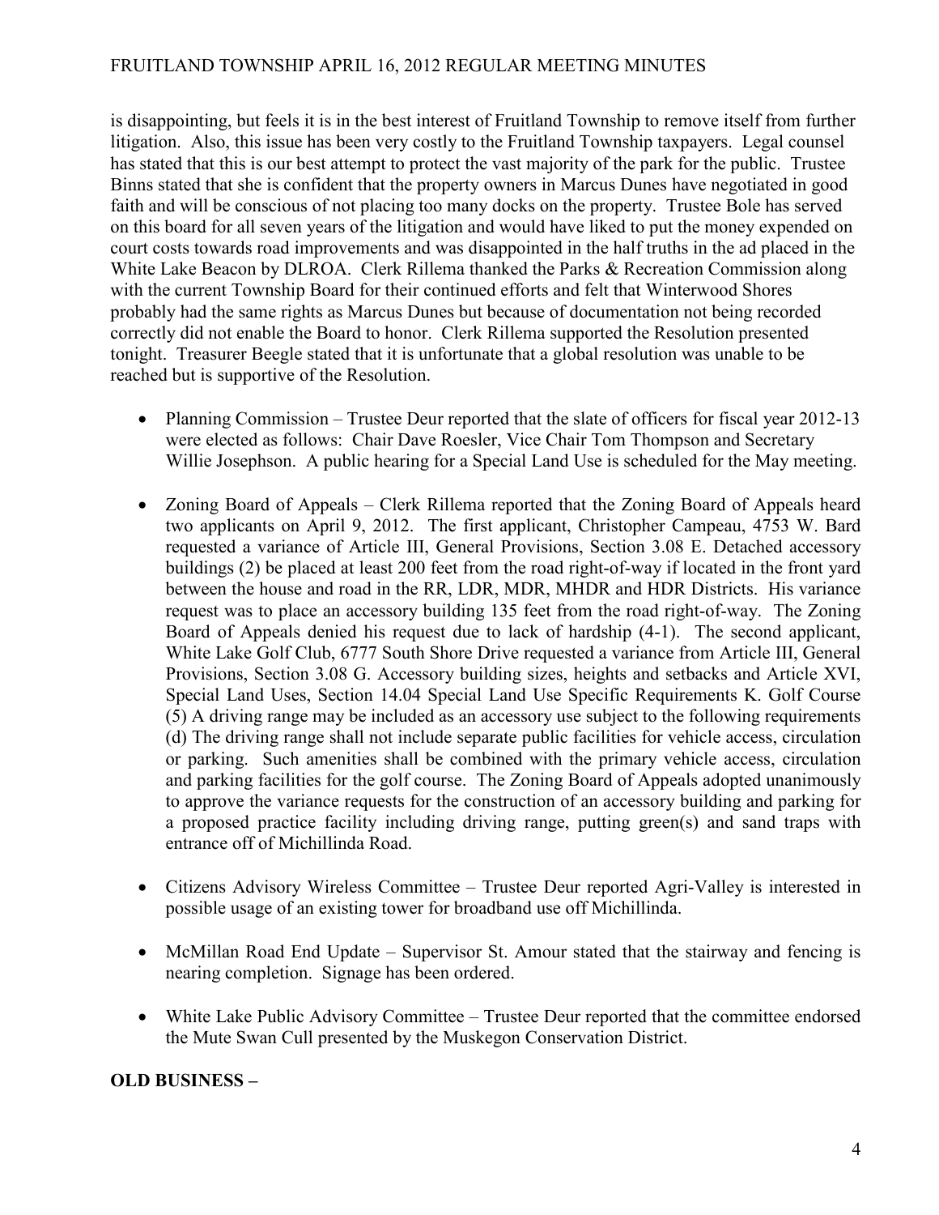is disappointing, but feels it is in the best interest of Fruitland Township to remove itself from further litigation. Also, this issue has been very costly to the Fruitland Township taxpayers. Legal counsel has stated that this is our best attempt to protect the vast majority of the park for the public. Trustee Binns stated that she is confident that the property owners in Marcus Dunes have negotiated in good faith and will be conscious of not placing too many docks on the property. Trustee Bole has served on this board for all seven years of the litigation and would have liked to put the money expended on court costs towards road improvements and was disappointed in the half truths in the ad placed in the White Lake Beacon by DLROA. Clerk Rillema thanked the Parks & Recreation Commission along with the current Township Board for their continued efforts and felt that Winterwood Shores probably had the same rights as Marcus Dunes but because of documentation not being recorded correctly did not enable the Board to honor. Clerk Rillema supported the Resolution presented tonight. Treasurer Beegle stated that it is unfortunate that a global resolution was unable to be reached but is supportive of the Resolution.

- Planning Commission – Trustee Deur reported that the slate of officers for fiscal year 2012-13 were elected as follows: Chair Dave Roesler, Vice Chair Tom Thompson and Secretary Willie Josephson. A public hearing for a Special Land Use is scheduled for the May meeting.

- Zoning Board of Appeals – Clerk Rillema reported that the Zoning Board of Appeals heard two applicants on April 9, 2012. The first applicant, Christopher Campeau, 4753 W. Bard requested a variance of Article III, General Provisions, Section 3.08 E. Detached accessory buildings (2) be placed at least 200 feet from the road right-of-way if located in the front yard between the house and road in the RR, LDR, MDR, MHDR and HDR Districts. His variance request was to place an accessory building 135 feet from the road right-of-way. The Zoning Board of Appeals denied his request due to lack of hardship (4-1). The second applicant, White Lake Golf Club, 6777 South Shore Drive requested a variance from Article III, General Provisions, Section 3.08 G. Accessory building sizes, heights and setbacks and Article XVI, Special Land Uses, Section 14.04 Special Land Use Specific Requirements K. Golf Course (5) A driving range may be included as an accessory use subject to the following requirements (d) The driving range shall not include separate public facilities for vehicle access, circulation or parking. Such amenities shall be combined with the primary vehicle access, circulation and parking facilities for the golf course. The Zoning Board of Appeals adopted unanimously to approve the variance requests for the construction of an accessory building and parking for a proposed practice facility including driving range, putting green(s) and sand traps with entrance off of Michillinda Road.

- Citizens Advisory Wireless Committee – Trustee Deur reported Agri-Valley is interested in possible usage of an existing tower for broadband use off Michillinda.

- McMillan Road End Update – Supervisor St. Amour stated that the stairway and fencing is nearing completion. Signage has been ordered.

- White Lake Public Advisory Committee – Trustee Deur reported that the committee endorsed the Mute Swan Cull presented by the Muskegon Conservation District.

**OLD BUSINESS –**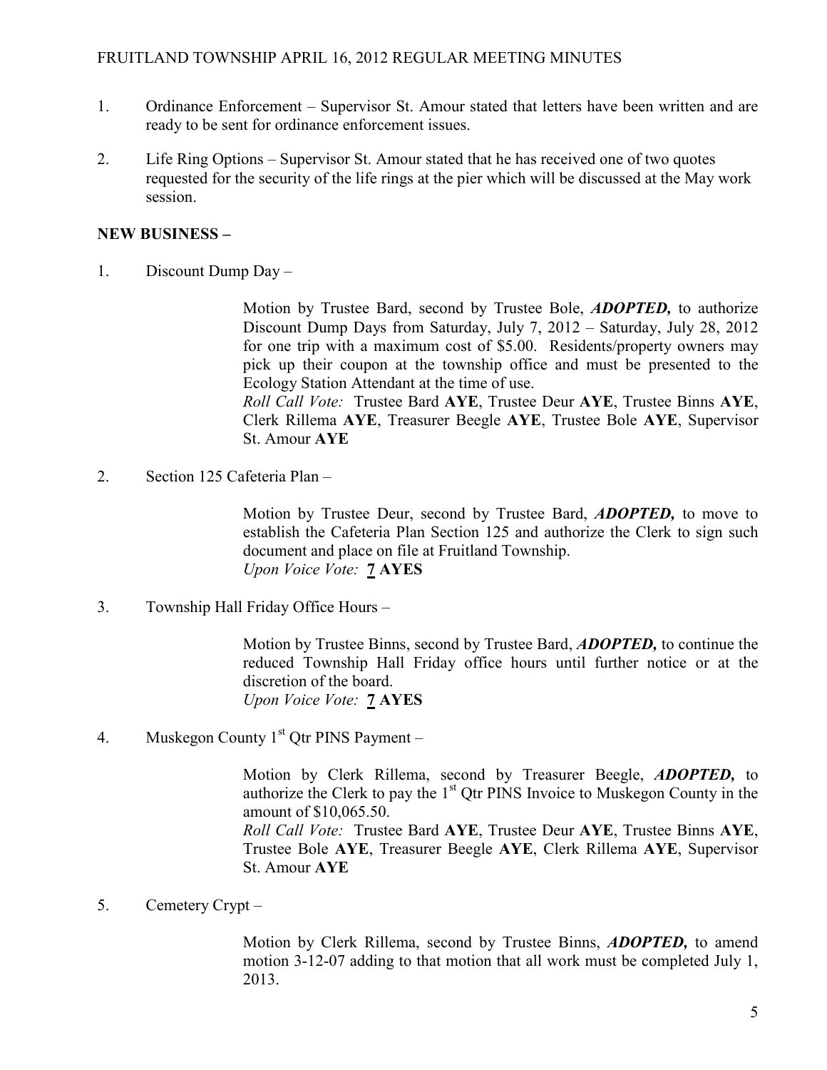1. Ordinance Enforcement – Supervisor St. Amour stated that letters have been written and are ready to be sent for ordinance enforcement issues.

2. Life Ring Options – Supervisor St. Amour stated that he has received one of two quotes requested for the security of the life rings at the pier which will be discussed at the May work session.

**NEW BUSINESS –**

1. Discount Dump Day –

   Motion by Trustee Bard, second by Trustee Bole, ***ADOPTED,*** to authorize Discount Dump Days from Saturday, July 7, 2012 – Saturday, July 28, 2012 for one trip with a maximum cost of $5.00. Residents/property owners may pick up their coupon at the township office and must be presented to the Ecology Station Attendant at the time of use.
   *Roll Call Vote:* Trustee Bard **AYE**, Trustee Deur **AYE**, Trustee Binns **AYE**, Clerk Rillema **AYE**, Treasurer Beegle **AYE**, Trustee Bole **AYE**, Supervisor St. Amour **AYE**

2. Section 125 Cafeteria Plan –

   Motion by Trustee Deur, second by Trustee Bard, ***ADOPTED,*** to move to establish the Cafeteria Plan Section 125 and authorize the Clerk to sign such document and place on file at Fruitland Township.
   *Upon Voice Vote:* **7 AYES**

3. Township Hall Friday Office Hours –

   Motion by Trustee Binns, second by Trustee Bard, ***ADOPTED,*** to continue the reduced Township Hall Friday office hours until further notice or at the discretion of the board.
   *Upon Voice Vote:* **7 AYES**

4. Muskegon County 1st Qtr PINS Payment –

   Motion by Clerk Rillema, second by Treasurer Beegle, ***ADOPTED,*** to authorize the Clerk to pay the 1st Qtr PINS Invoice to Muskegon County in the amount of $10,065.50.
   *Roll Call Vote:* Trustee Bard **AYE**, Trustee Deur **AYE**, Trustee Binns **AYE**, Trustee Bole **AYE**, Treasurer Beegle **AYE**, Clerk Rillema **AYE**, Supervisor St. Amour **AYE**

5. Cemetery Crypt –

   Motion by Clerk Rillema, second by Trustee Binns, ***ADOPTED,*** to amend motion 3-12-07 adding to that motion that all work must be completed July 1, 2013.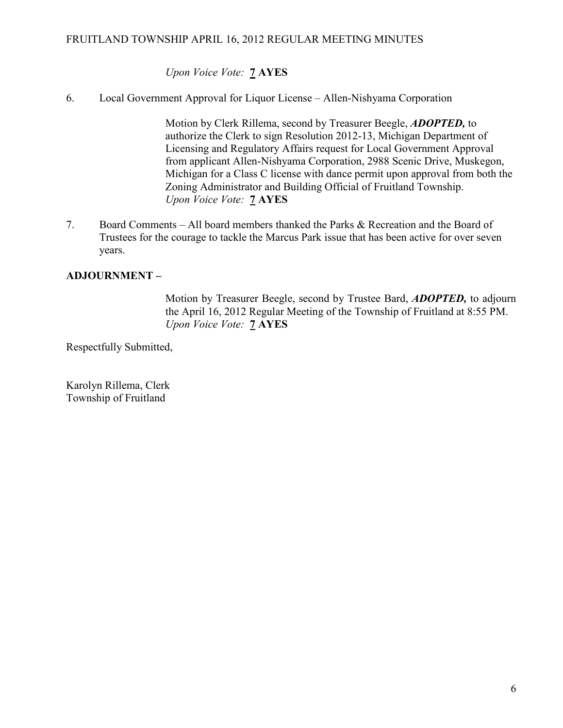*Upon Voice Vote:* **7 AYES**

6. Local Government Approval for Liquor License – Allen-Nishyama Corporation

   Motion by Clerk Rillema, second by Treasurer Beegle, ***ADOPTED,*** to authorize the Clerk to sign Resolution 2012-13, Michigan Department of Licensing and Regulatory Affairs request for Local Government Approval from applicant Allen-Nishyama Corporation, 2988 Scenic Drive, Muskegon, Michigan for a Class C license with dance permit upon approval from both the Zoning Administrator and Building Official of Fruitland Township.
   *Upon Voice Vote:* **7 AYES**

7. Board Comments – All board members thanked the Parks & Recreation and the Board of Trustees for the courage to tackle the Marcus Park issue that has been active for over seven years.

**ADJOURNMENT –**

Motion by Treasurer Beegle, second by Trustee Bard, ***ADOPTED,*** to adjourn the April 16, 2012 Regular Meeting of the Township of Fruitland at 8:55 PM.
*Upon Voice Vote:* **7 AYES**

Respectfully Submitted,

Karolyn Rillema, Clerk
Township of Fruitland